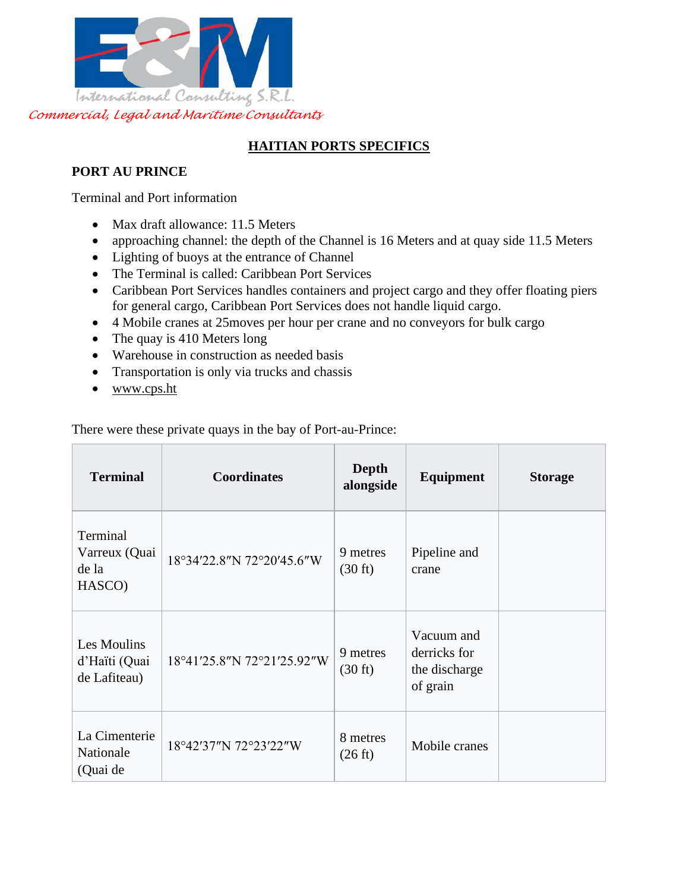International Consulting S.R.L.

*Commercial, Legal and Maritime Consultants*

# HAITIAN PORTS SPECIFICS

## PORT AU PRINCE

Terminal and Port information

- Max draft allowance: 11.5 Meters
- approaching channel: the depth of the Channel is 16 Meters and at quay side 11.5 Meters
- Lighting of buoys at the entrance of Channel
- The Terminal is called: Caribbean Port Services
- Caribbean Port Services handles containers and project cargo and they offer floating piers for general cargo, Caribbean Port Services does not handle liquid cargo.
- 4 Mobile cranes at 25moves per hour per crane and no conveyors for bulk cargo
- The quay is 410 Meters long
- Warehouse in construction as needed basis
- Transportation is only via trucks and chassis
- www.cps.ht

There were these private quays in the bay of Port-au-Prince:

| Terminal | Coordinates | Depth alongside | Equipment | Storage |
|---|---|---|---|---|
| Terminal Varreux (Quai de la HASCO) | 18°34′22.8″N 72°20′45.6″W | 9 metres (30 ft) | Pipeline and crane | |
| Les Moulins d'Haïti (Quai de Lafiteau) | 18°41′25.8″N 72°21′25.92″W | 9 metres (30 ft) | Vacuum and derricks for the discharge of grain | |
| La Cimenterie Nationale (Quai de | 18°42′37″N 72°23′22″W | 8 metres (26 ft) | Mobile cranes | |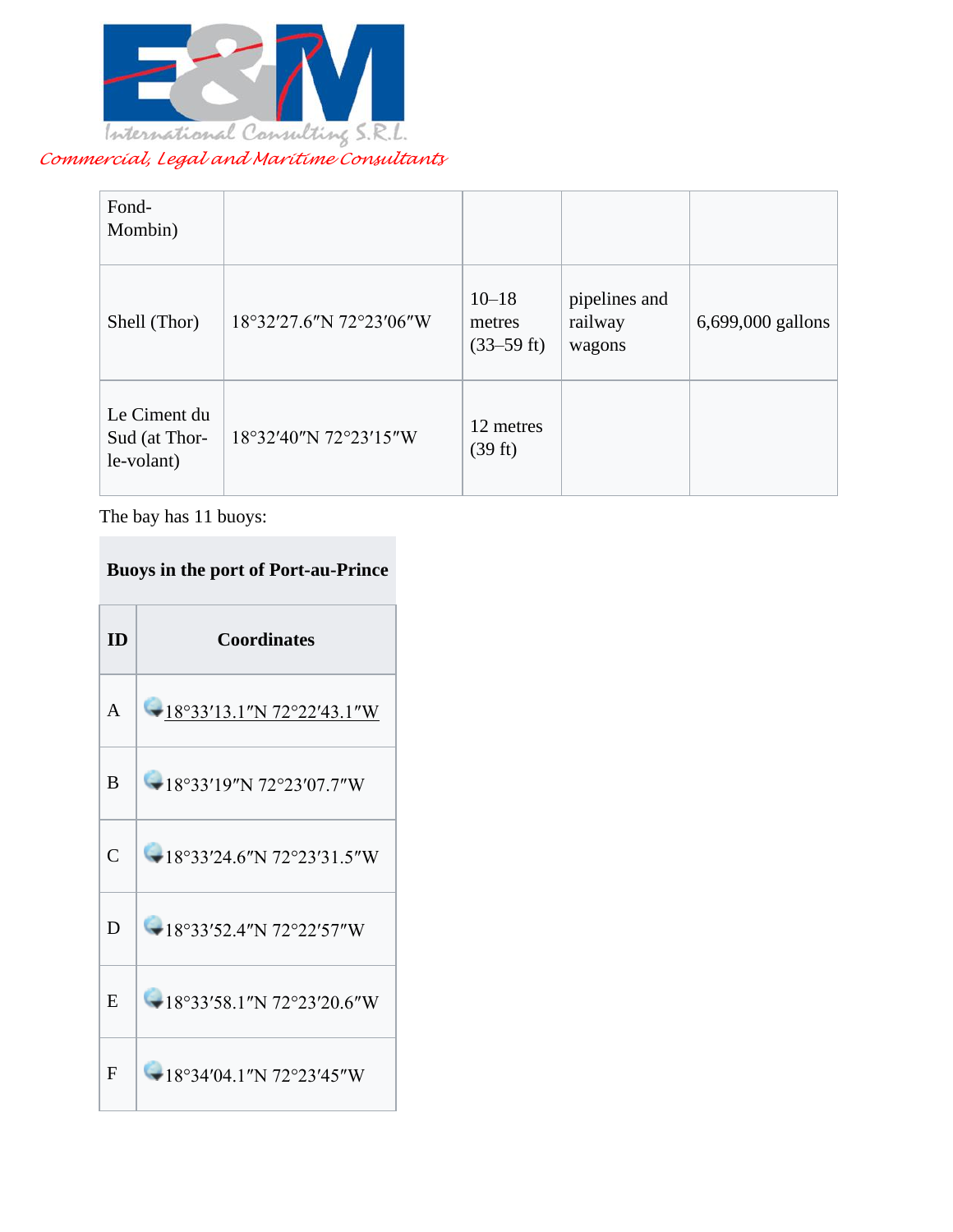| | | | | |
|---|---|---|---|---|
| Fond-Mombin) | | | | |
| Shell (Thor) | 18°32′27.6″N 72°23′06″W | 10–18 metres (33–59 ft) | pipelines and railway wagons | 6,699,000 gallons |
| Le Ciment du Sud (at Thor-le-volant) | 18°32′40″N 72°23′15″W | 12 metres (39 ft) | | |

The bay has 11 buoys:

**Buoys in the port of Port-au-Prince**

| ID | Coordinates |
|---|---|
| A | 18°33′13.1″N 72°22′43.1″W |
| B | 18°33′19″N 72°23′07.7″W |
| C | 18°33′24.6″N 72°23′31.5″W |
| D | 18°33′52.4″N 72°22′57″W |
| E | 18°33′58.1″N 72°23′20.6″W |
| F | 18°34′04.1″N 72°23′45″W |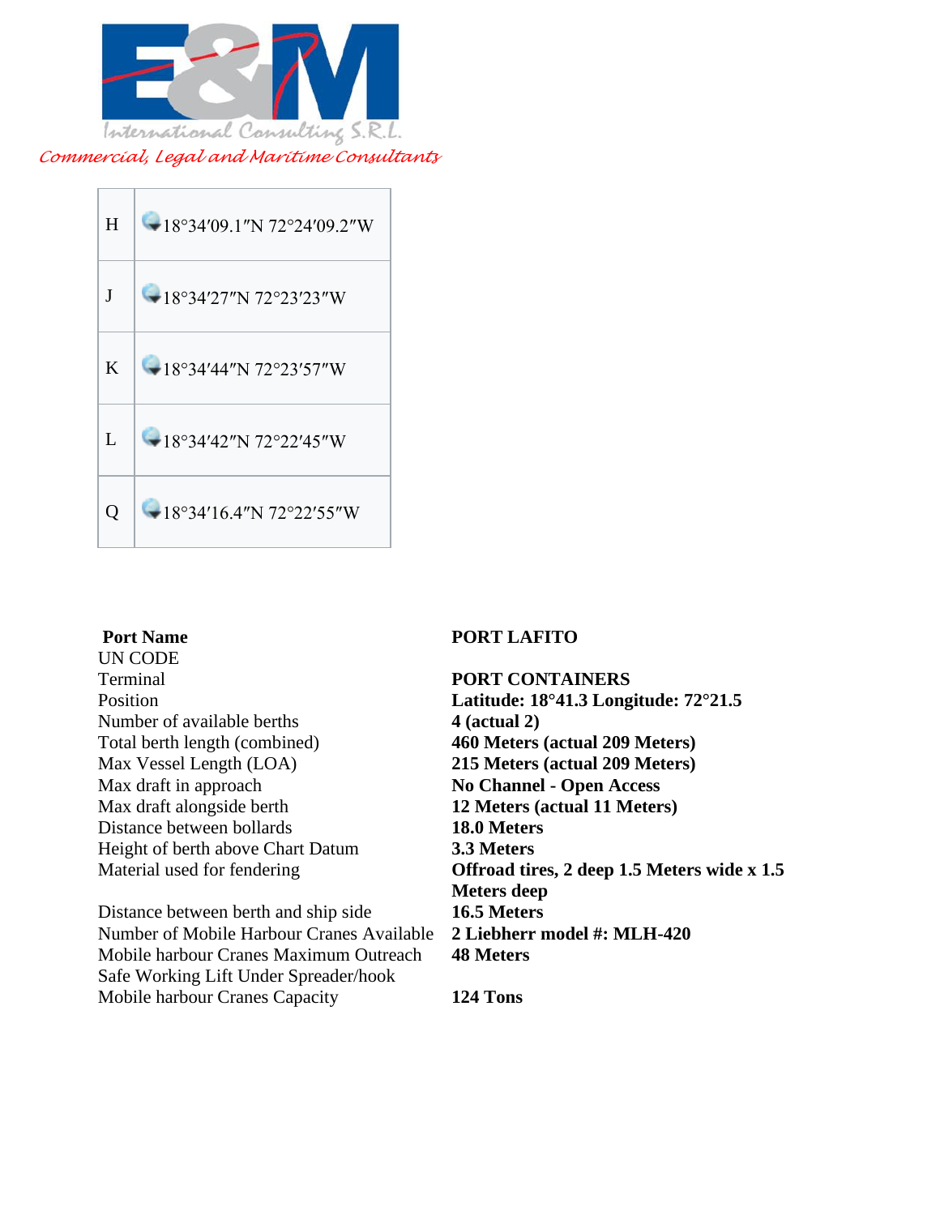**E&M International Consulting S.R.L.**
*Commercial, Legal and Maritime Consultants*

| | |
|---|---|
| H | 18°34′09.1″N 72°24′09.2″W |
| J | 18°34′27″N 72°23′23″W |
| K | 18°34′44″N 72°23′57″W |
| L | 18°34′42″N 72°22′45″W |
| Q | 18°34′16.4″N 72°22′55″W |

| **Port Name** | **PORT LAFITO** |
|---|---|
| UN CODE | |
| Terminal | **PORT CONTAINERS** |
| Position | **Latitude: 18°41.3 Longitude: 72°21.5** |
| Number of available berths | **4 (actual 2)** |
| Total berth length (combined) | **460 Meters (actual 209 Meters)** |
| Max Vessel Length (LOA) | **215 Meters (actual 209 Meters)** |
| Max draft in approach | **No Channel - Open Access** |
| Max draft alongside berth | **12 Meters (actual 11 Meters)** |
| Distance between bollards | **18.0 Meters** |
| Height of berth above Chart Datum | **3.3 Meters** |
| Material used for fendering | **Offroad tires, 2 deep 1.5 Meters wide x 1.5 Meters deep** |
| Distance between berth and ship side | **16.5 Meters** |
| Number of Mobile Harbour Cranes Available | **2 Liebherr model #: MLH-420** |
| Mobile harbour Cranes Maximum Outreach | **48 Meters** |
| Safe Working Lift Under Spreader/hook | |
| Mobile harbour Cranes Capacity | **124 Tons** |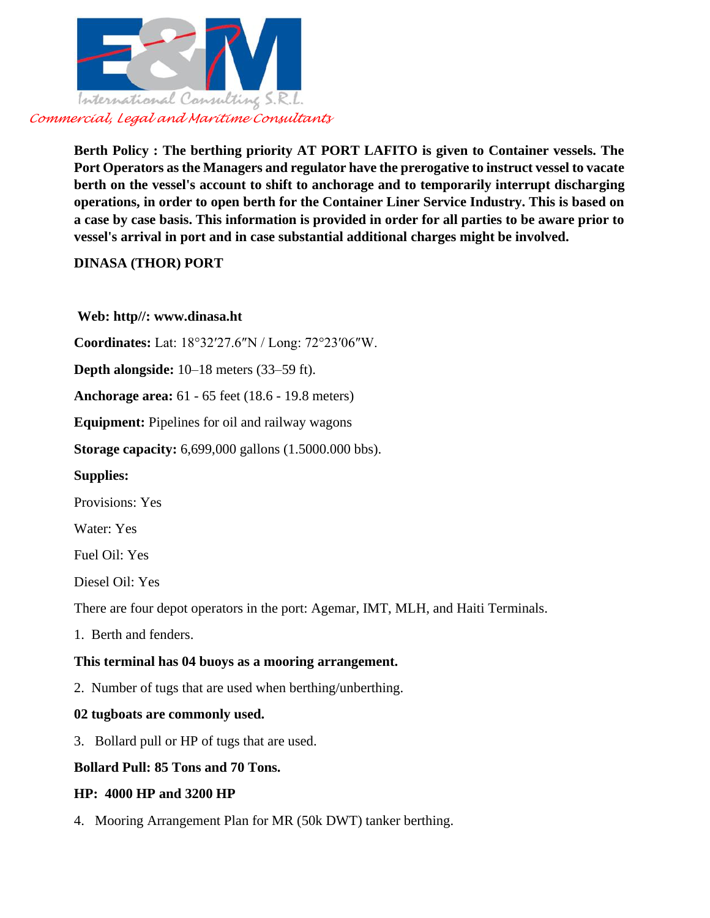**Berth Policy : The berthing priority AT PORT LAFITO is given to Container vessels. The Port Operators as the Managers and regulator have the prerogative to instruct vessel to vacate berth on the vessel's account to shift to anchorage and to temporarily interrupt discharging operations, in order to open berth for the Container Liner Service Industry. This is based on a case by case basis. This information is provided in order for all parties to be aware prior to vessel's arrival in port and in case substantial additional charges might be involved.**

**DINASA (THOR) PORT**

**Web: http//: www.dinasa.ht**

**Coordinates:** Lat: 18°32′27.6″N / Long: 72°23′06″W.

**Depth alongside:** 10–18 meters (33–59 ft).

**Anchorage area:** 61 - 65 feet (18.6 - 19.8 meters)

**Equipment:** Pipelines for oil and railway wagons

**Storage capacity:** 6,699,000 gallons (1.5000.000 bbs).

**Supplies:**

Provisions: Yes

Water: Yes

Fuel Oil: Yes

Diesel Oil: Yes

There are four depot operators in the port: Agemar, IMT, MLH, and Haiti Terminals.

1. Berth and fenders.

**This terminal has 04 buoys as a mooring arrangement.**

2. Number of tugs that are used when berthing/unberthing.

**02 tugboats are commonly used.**

3. Bollard pull or HP of tugs that are used.

**Bollard Pull: 85 Tons and 70 Tons.**

**HP: 4000 HP and 3200 HP**

4. Mooring Arrangement Plan for MR (50k DWT) tanker berthing.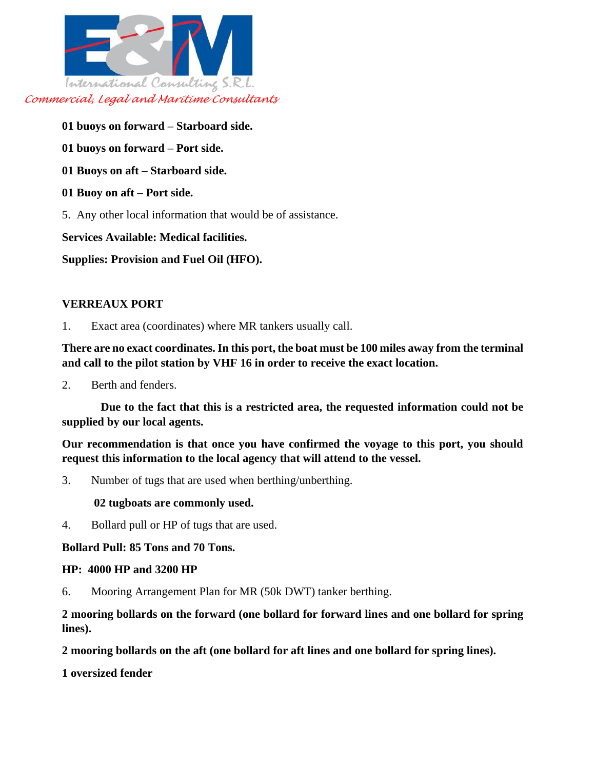**01 buoys on forward – Starboard side.**

**01 buoys on forward – Port side.**

**01 Buoys on aft – Starboard side.**

**01 Buoy on aft – Port side.**

5. Any other local information that would be of assistance.

**Services Available: Medical facilities.**

**Supplies: Provision and Fuel Oil (HFO).**

**VERREAUX PORT**

1. Exact area (coordinates) where MR tankers usually call.

**There are no exact coordinates. In this port, the boat must be 100 miles away from the terminal and call to the pilot station by VHF 16 in order to receive the exact location.**

2. Berth and fenders.

**Due to the fact that this is a restricted area, the requested information could not be supplied by our local agents.**

**Our recommendation is that once you have confirmed the voyage to this port, you should request this information to the local agency that will attend to the vessel.**

3. Number of tugs that are used when berthing/unberthing.

**02 tugboats are commonly used.**

4. Bollard pull or HP of tugs that are used.

**Bollard Pull: 85 Tons and 70 Tons.**

**HP: 4000 HP and 3200 HP**

6. Mooring Arrangement Plan for MR (50k DWT) tanker berthing.

**2 mooring bollards on the forward (one bollard for forward lines and one bollard for spring lines).**

**2 mooring bollards on the aft (one bollard for aft lines and one bollard for spring lines).**

**1 oversized fender**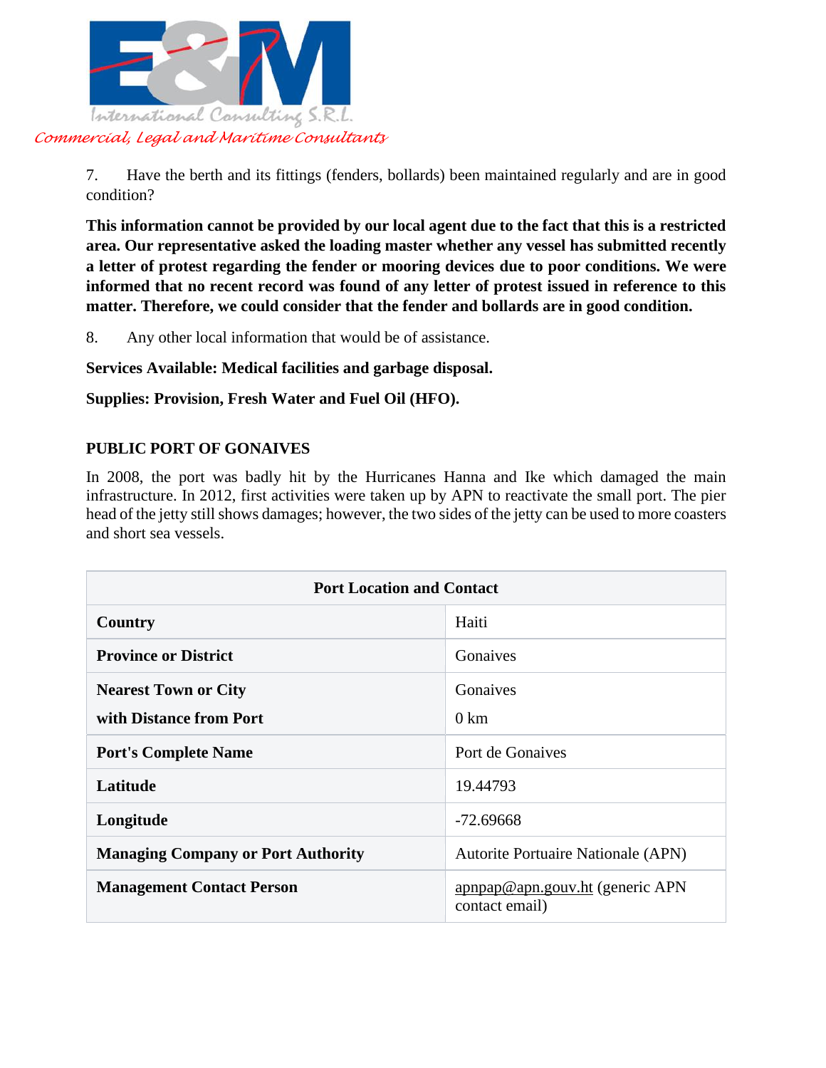7. Have the berth and its fittings (fenders, bollards) been maintained regularly and are in good condition?

**This information cannot be provided by our local agent due to the fact that this is a restricted area. Our representative asked the loading master whether any vessel has submitted recently a letter of protest regarding the fender or mooring devices due to poor conditions. We were informed that no recent record was found of any letter of protest issued in reference to this matter. Therefore, we could consider that the fender and bollards are in good condition.**

8. Any other local information that would be of assistance.

**Services Available: Medical facilities and garbage disposal.**

**Supplies: Provision, Fresh Water and Fuel Oil (HFO).**

## PUBLIC PORT OF GONAIVES

In 2008, the port was badly hit by the Hurricanes Hanna and Ike which damaged the main infrastructure. In 2012, first activities were taken up by APN to reactivate the small port. The pier head of the jetty still shows damages; however, the two sides of the jetty can be used to more coasters and short sea vessels.

| Port Location and Contact | |
|---|---|
| **Country** | Haiti |
| **Province or District** | Gonaives |
| **Nearest Town or City with Distance from Port** | Gonaives 0 km |
| **Port's Complete Name** | Port de Gonaives |
| **Latitude** | 19.44793 |
| **Longitude** | -72.69668 |
| **Managing Company or Port Authority** | Autorite Portuaire Nationale (APN) |
| **Management Contact Person** | apnpap@apn.gouv.ht (generic APN contact email) |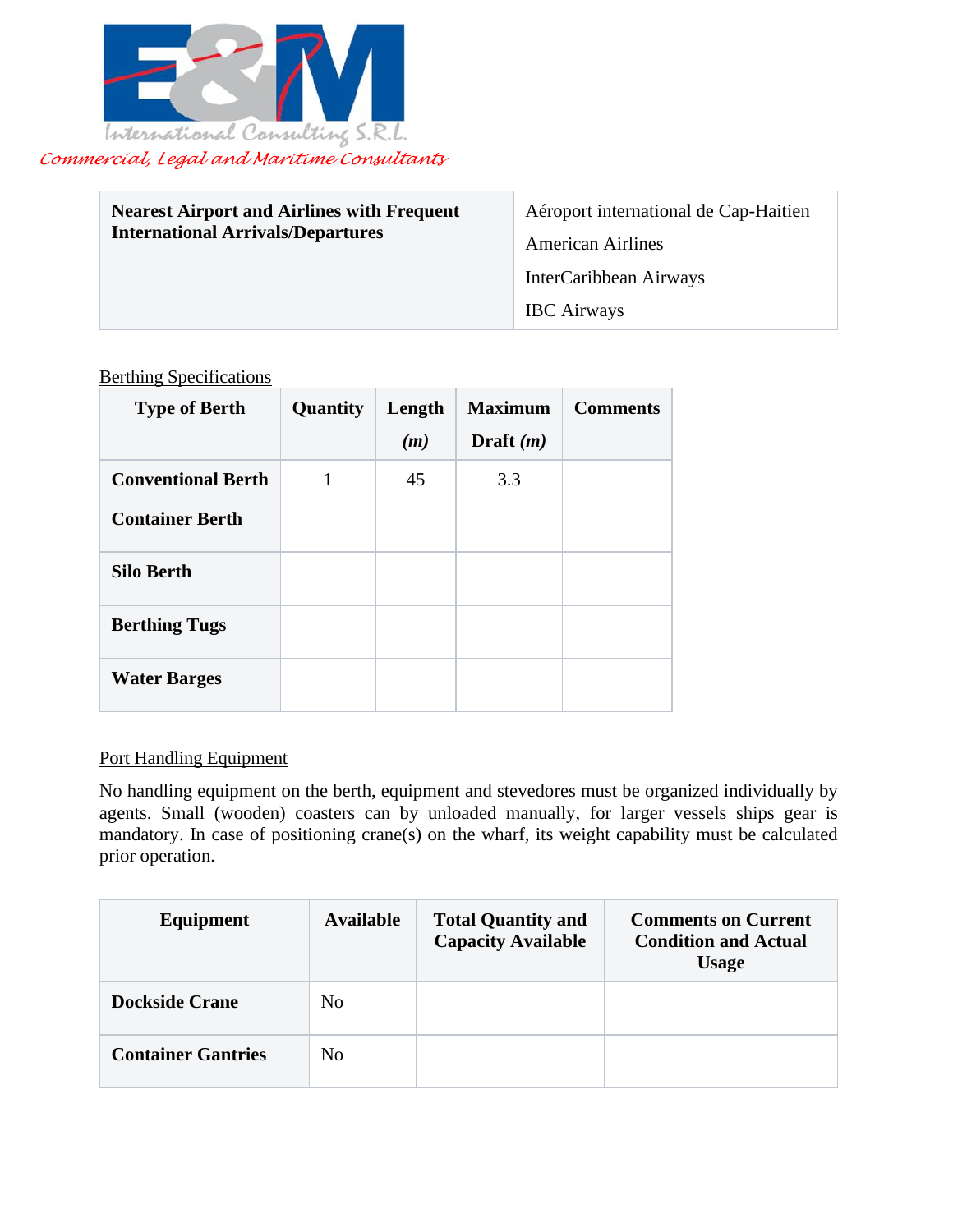| Nearest Airport and Airlines with Frequent International Arrivals/Departures | Aéroport international de Cap-Haitien<br>American Airlines<br>InterCaribbean Airways<br>IBC Airways |
|---|---|

Berthing Specifications

| Type of Berth | Quantity | Length *(m)* | Maximum Draft *(m)* | Comments |
|---|---|---|---|---|
| **Conventional Berth** | 1 | 45 | 3.3 | |
| **Container Berth** | | | | |
| **Silo Berth** | | | | |
| **Berthing Tugs** | | | | |
| **Water Barges** | | | | |

Port Handling Equipment

No handling equipment on the berth, equipment and stevedores must be organized individually by agents. Small (wooden) coasters can by unloaded manually, for larger vessels ships gear is mandatory. In case of positioning crane(s) on the wharf, its weight capability must be calculated prior operation.

| Equipment | Available | Total Quantity and Capacity Available | Comments on Current Condition and Actual Usage |
|---|---|---|---|
| **Dockside Crane** | No | | |
| **Container Gantries** | No | | |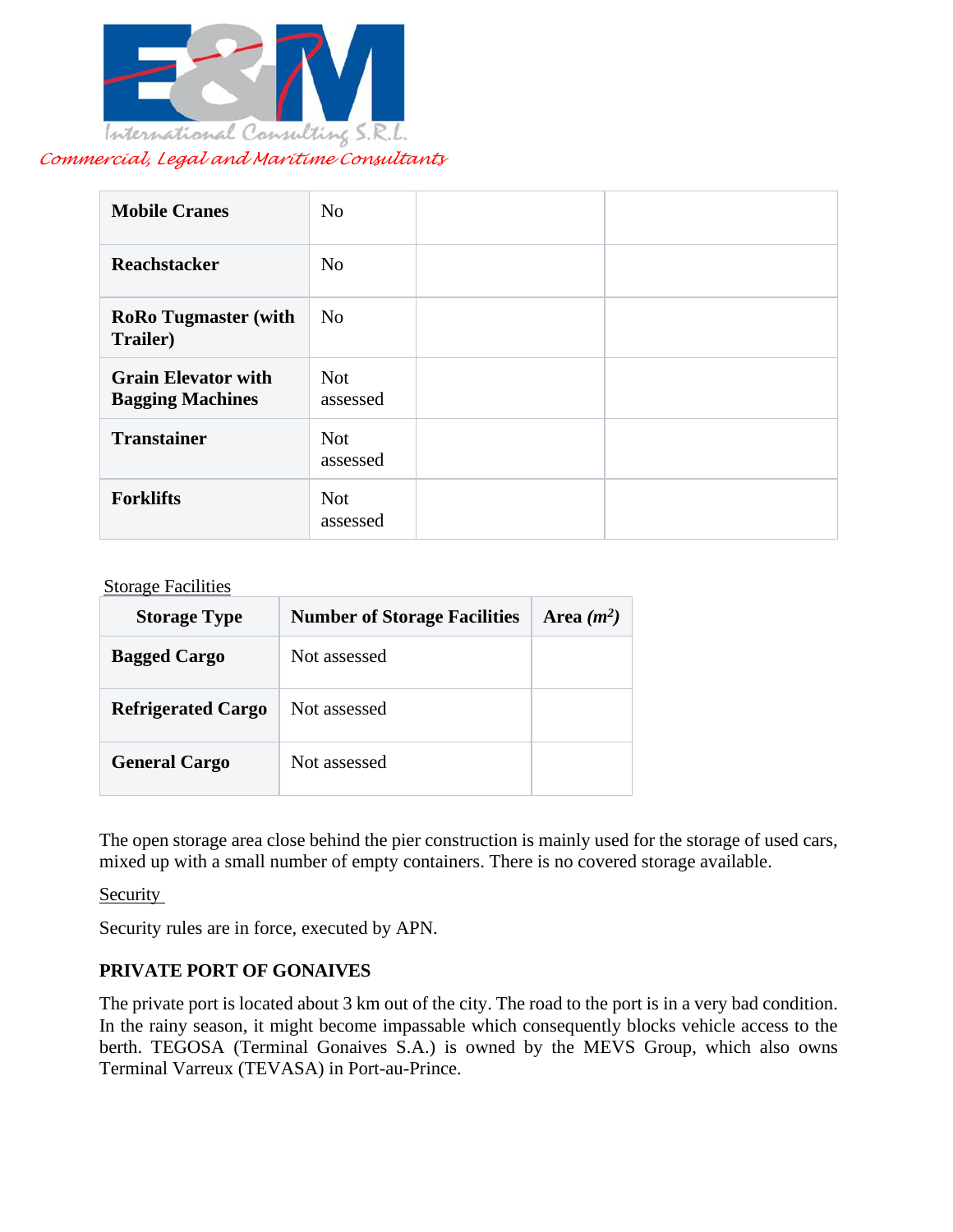| Mobile Cranes | No | | |
|---|---|---|---|
| Reachstacker | No | | |
| RoRo Tugmaster (with Trailer) | No | | |
| Grain Elevator with Bagging Machines | Not assessed | | |
| Transtainer | Not assessed | | |
| Forklifts | Not assessed | | |

Storage Facilities

| Storage Type | Number of Storage Facilities | Area ($m^2$) |
|---|---|---|
| **Bagged Cargo** | Not assessed | |
| **Refrigerated Cargo** | Not assessed | |
| **General Cargo** | Not assessed | |

The open storage area close behind the pier construction is mainly used for the storage of used cars, mixed up with a small number of empty containers. There is no covered storage available.

Security

Security rules are in force, executed by APN.

**PRIVATE PORT OF GONAIVES**

The private port is located about 3 km out of the city. The road to the port is in a very bad condition. In the rainy season, it might become impassable which consequently blocks vehicle access to the berth. TEGOSA (Terminal Gonaives S.A.) is owned by the MEVS Group, which also owns Terminal Varreux (TEVASA) in Port-au-Prince.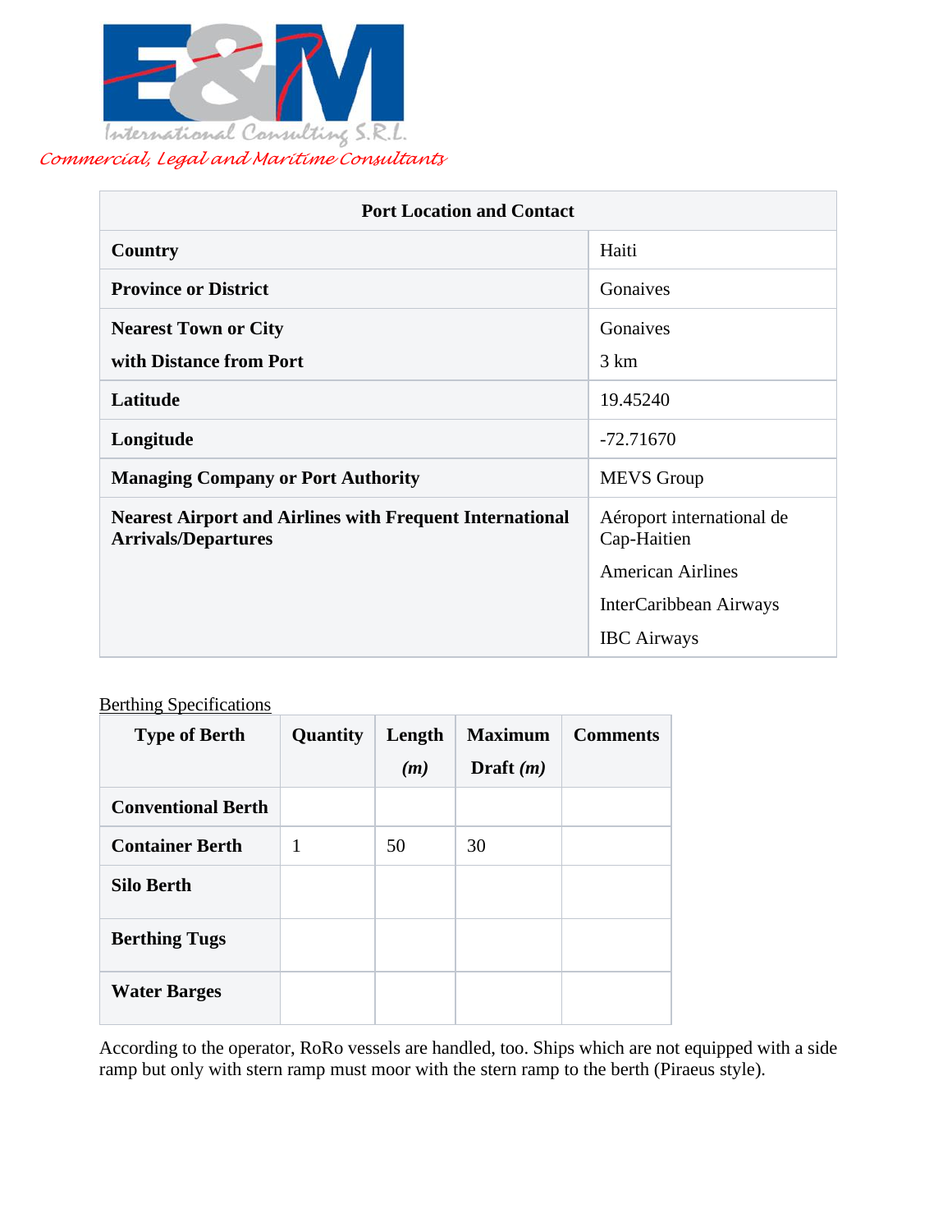E&M International Consulting S.R.L.

*Commercial, Legal and Maritime Consultants*

| Port Location and Contact | |
|---|---|
| **Country** | Haiti |
| **Province or District** | Gonaives |
| **Nearest Town or City with Distance from Port** | Gonaives 3 km |
| **Latitude** | 19.45240 |
| **Longitude** | -72.71670 |
| **Managing Company or Port Authority** | MEVS Group |
| **Nearest Airport and Airlines with Frequent International Arrivals/Departures** | Aéroport international de Cap-Haitien<br>American Airlines<br>InterCaribbean Airways<br>IBC Airways |

Berthing Specifications

| Type of Berth | Quantity | Length *(m)* | Maximum Draft *(m)* | Comments |
|---|---|---|---|---|
| **Conventional Berth** | | | | |
| **Container Berth** | 1 | 50 | 30 | |
| **Silo Berth** | | | | |
| **Berthing Tugs** | | | | |
| **Water Barges** | | | | |

According to the operator, RoRo vessels are handled, too. Ships which are not equipped with a side ramp but only with stern ramp must moor with the stern ramp to the berth (Piraeus style).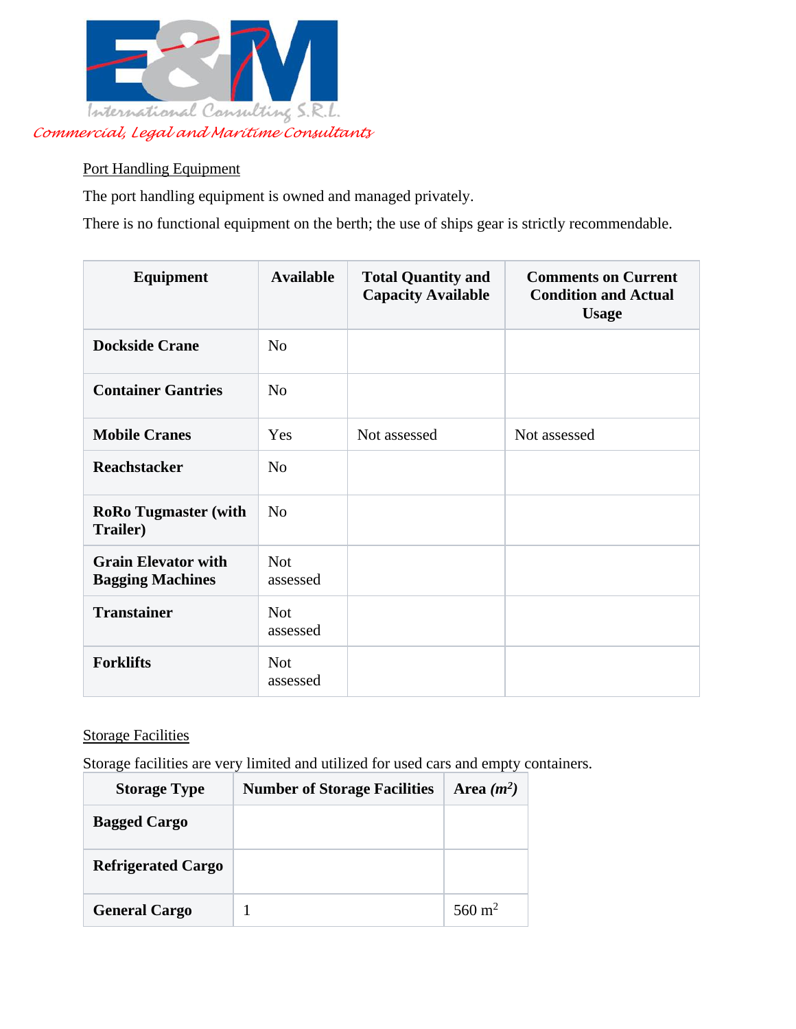Port Handling Equipment

The port handling equipment is owned and managed privately.

There is no functional equipment on the berth; the use of ships gear is strictly recommendable.

| Equipment | Available | Total Quantity and Capacity Available | Comments on Current Condition and Actual Usage |
|---|---|---|---|
| **Dockside Crane** | No | | |
| **Container Gantries** | No | | |
| **Mobile Cranes** | Yes | Not assessed | Not assessed |
| **Reachstacker** | No | | |
| **RoRo Tugmaster (with Trailer)** | No | | |
| **Grain Elevator with Bagging Machines** | Not assessed | | |
| **Transtainer** | Not assessed | | |
| **Forklifts** | Not assessed | | |

Storage Facilities

Storage facilities are very limited and utilized for used cars and empty containers.

| Storage Type | Number of Storage Facilities | Area *($m^2$)* |
|---|---|---|
| **Bagged Cargo** | | |
| **Refrigerated Cargo** | | |
| **General Cargo** | 1 | 560 $m^2$ |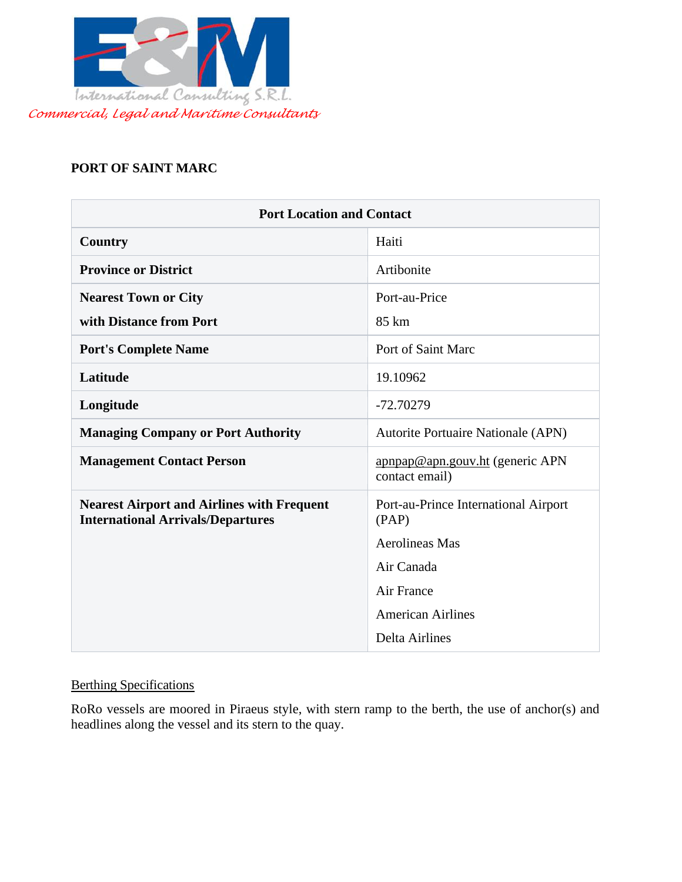**PORT OF SAINT MARC**

| Port Location and Contact | |
|---|---|
| **Country** | Haiti |
| **Province or District** | Artibonite |
| **Nearest Town or City with Distance from Port** | Port-au-Price<br>85 km |
| **Port's Complete Name** | Port of Saint Marc |
| **Latitude** | 19.10962 |
| **Longitude** | -72.70279 |
| **Managing Company or Port Authority** | Autorite Portuaire Nationale (APN) |
| **Management Contact Person** | apnpap@apn.gouv.ht (generic APN contact email) |
| **Nearest Airport and Airlines with Frequent International Arrivals/Departures** | Port-au-Prince International Airport (PAP)<br>Aerolineas Mas<br>Air Canada<br>Air France<br>American Airlines<br>Delta Airlines |

Berthing Specifications

RoRo vessels are moored in Piraeus style, with stern ramp to the berth, the use of anchor(s) and headlines along the vessel and its stern to the quay.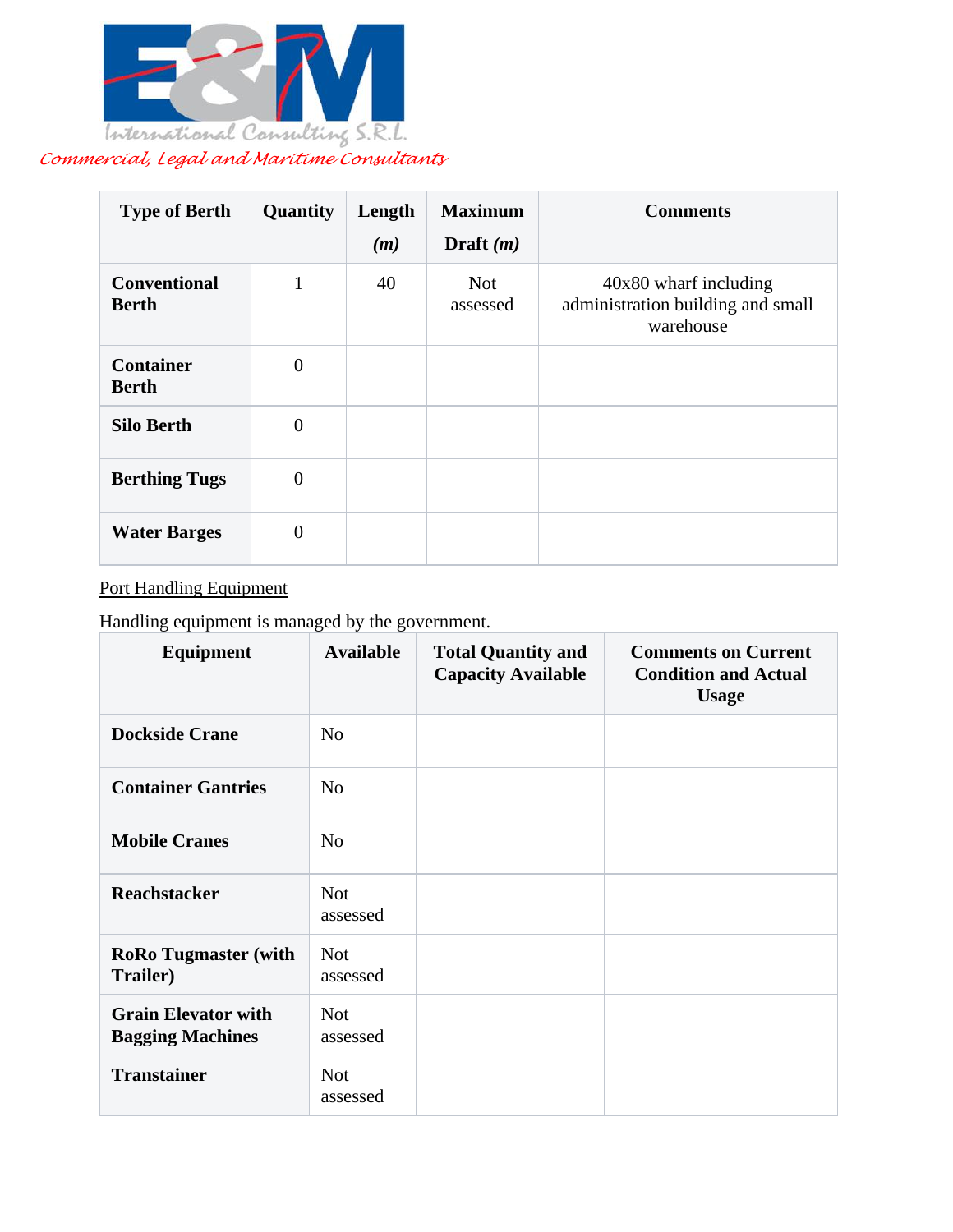| Type of Berth | Quantity | Length *(m)* | Maximum Draft *(m)* | Comments |
|---|---|---|---|---|
| **Conventional Berth** | 1 | 40 | Not assessed | 40x80 wharf including administration building and small warehouse |
| **Container Berth** | 0 | | | |
| **Silo Berth** | 0 | | | |
| **Berthing Tugs** | 0 | | | |
| **Water Barges** | 0 | | | |

Port Handling Equipment

Handling equipment is managed by the government.

| Equipment | Available | Total Quantity and Capacity Available | Comments on Current Condition and Actual Usage |
|---|---|---|---|
| **Dockside Crane** | No | | |
| **Container Gantries** | No | | |
| **Mobile Cranes** | No | | |
| **Reachstacker** | Not assessed | | |
| **RoRo Tugmaster (with Trailer)** | Not assessed | | |
| **Grain Elevator with Bagging Machines** | Not assessed | | |
| **Transtainer** | Not assessed | | |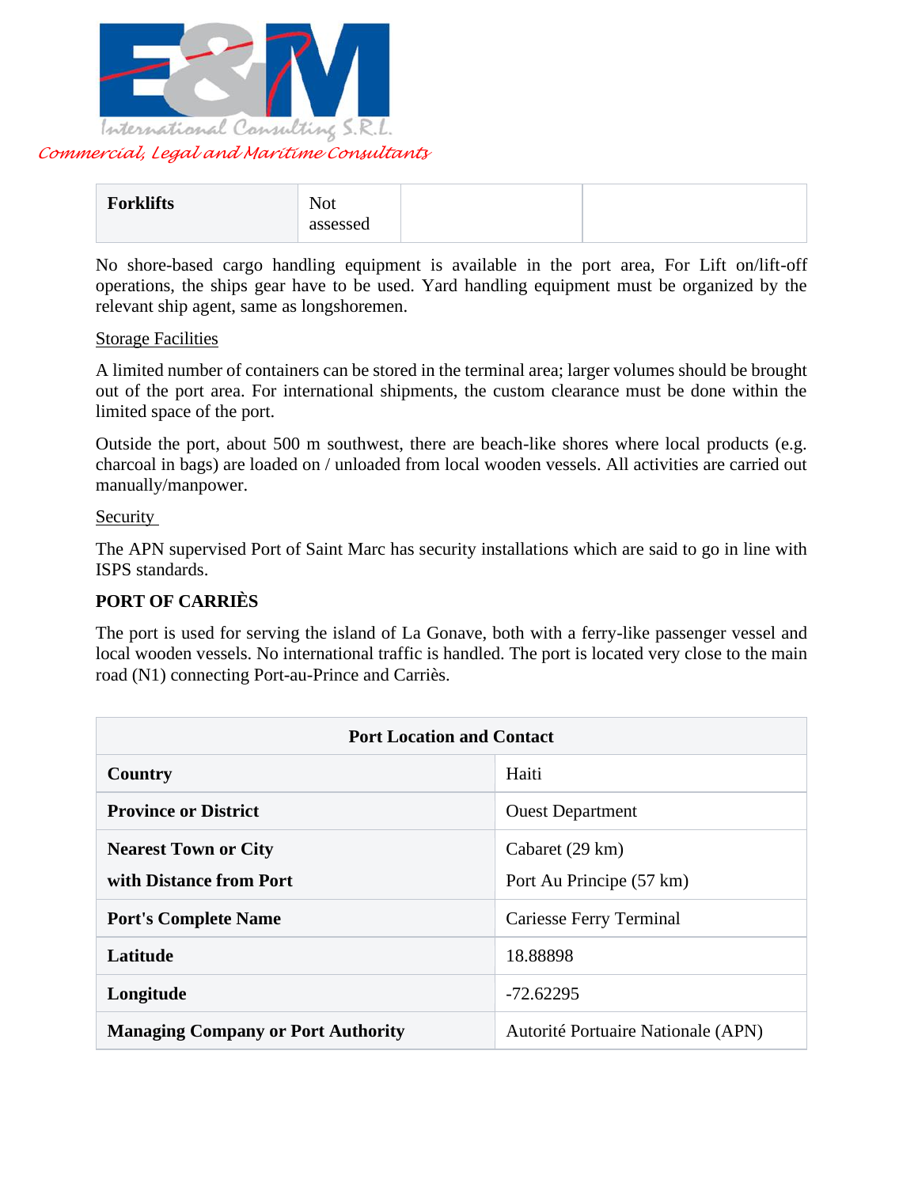| Forklifts | Not assessed | | |
|---|---|---|---|

No shore-based cargo handling equipment is available in the port area, For Lift on/lift-off operations, the ships gear have to be used. Yard handling equipment must be organized by the relevant ship agent, same as longshoremen.

Storage Facilities

A limited number of containers can be stored in the terminal area; larger volumes should be brought out of the port area. For international shipments, the custom clearance must be done within the limited space of the port.

Outside the port, about 500 m southwest, there are beach-like shores where local products (e.g. charcoal in bags) are loaded on / unloaded from local wooden vessels. All activities are carried out manually/manpower.

Security

The APN supervised Port of Saint Marc has security installations which are said to go in line with ISPS standards.

**PORT OF CARRIÈS**

The port is used for serving the island of La Gonave, both with a ferry-like passenger vessel and local wooden vessels. No international traffic is handled. The port is located very close to the main road (N1) connecting Port-au-Prince and Carriès.

| Port Location and Contact | |
|---|---|
| **Country** | Haiti |
| **Province or District** | Ouest Department |
| **Nearest Town or City with Distance from Port** | Cabaret (29 km)<br>Port Au Principe (57 km) |
| **Port's Complete Name** | Cariesse Ferry Terminal |
| **Latitude** | 18.88898 |
| **Longitude** | -72.62295 |
| **Managing Company or Port Authority** | Autorité Portuaire Nationale (APN) |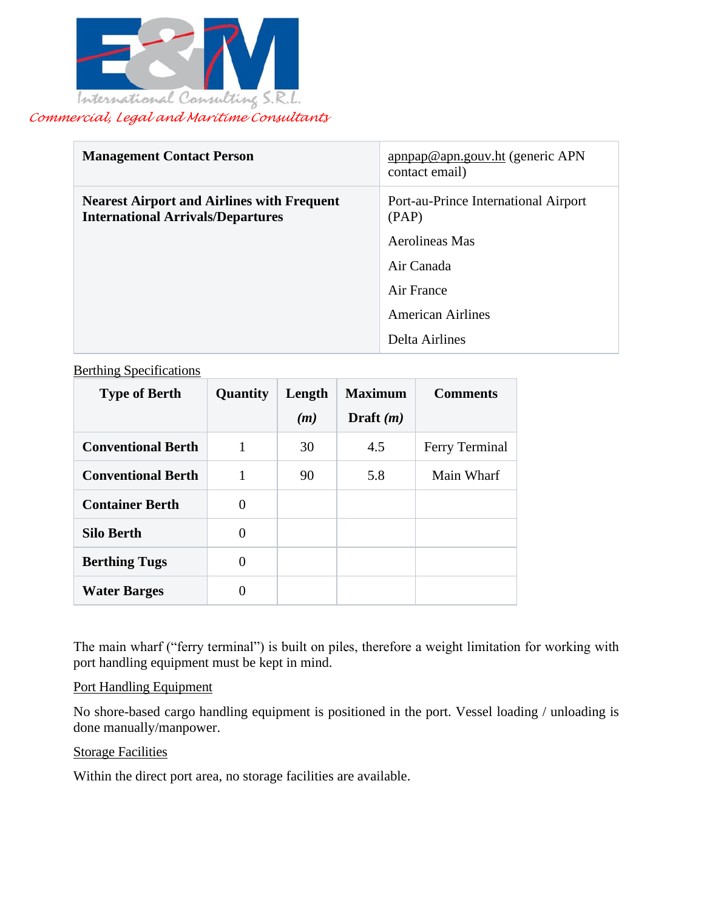| Management Contact Person | apnpap@apn.gouv.ht (generic APN contact email) |
|---|---|
| **Nearest Airport and Airlines with Frequent International Arrivals/Departures** | Port-au-Prince International Airport (PAP)<br>Aerolineas Mas<br>Air Canada<br>Air France<br>American Airlines<br>Delta Airlines |

Berthing Specifications

| Type of Berth | Quantity | Length *(m)* | Maximum Draft *(m)* | Comments |
|---|---|---|---|---|
| **Conventional Berth** | 1 | 30 | 4.5 | Ferry Terminal |
| **Conventional Berth** | 1 | 90 | 5.8 | Main Wharf |
| **Container Berth** | 0 | | | |
| **Silo Berth** | 0 | | | |
| **Berthing Tugs** | 0 | | | |
| **Water Barges** | 0 | | | |

The main wharf ("ferry terminal") is built on piles, therefore a weight limitation for working with port handling equipment must be kept in mind.

Port Handling Equipment

No shore-based cargo handling equipment is positioned in the port. Vessel loading / unloading is done manually/manpower.

Storage Facilities

Within the direct port area, no storage facilities are available.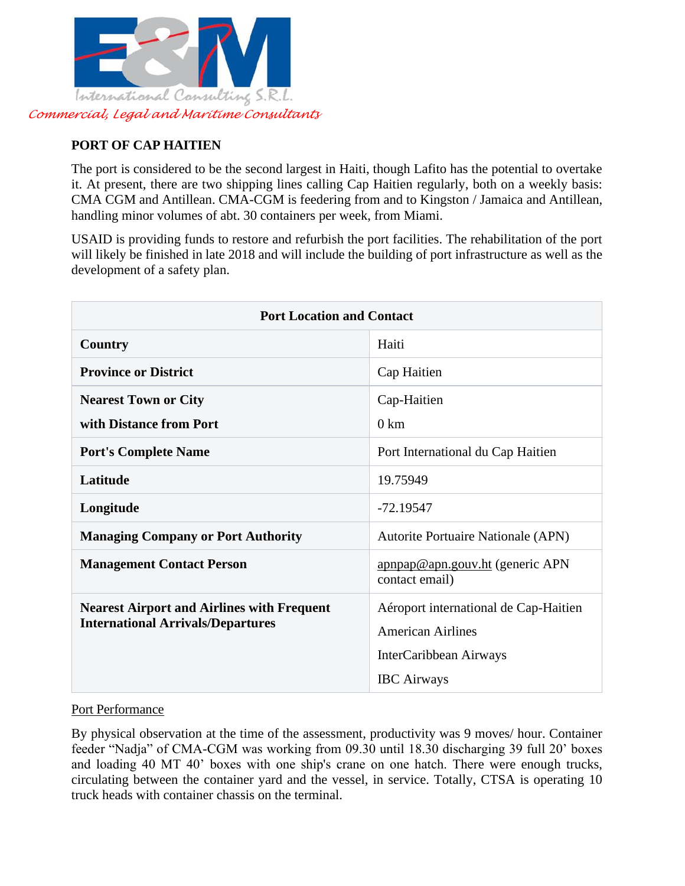## PORT OF CAP HAITIEN

The port is considered to be the second largest in Haiti, though Lafito has the potential to overtake it. At present, there are two shipping lines calling Cap Haitien regularly, both on a weekly basis: CMA CGM and Antillean. CMA-CGM is feedering from and to Kingston / Jamaica and Antillean, handling minor volumes of abt. 30 containers per week, from Miami.

USAID is providing funds to restore and refurbish the port facilities. The rehabilitation of the port will likely be finished in late 2018 and will include the building of port infrastructure as well as the development of a safety plan.

| Port Location and Contact | |
|---|---|
| **Country** | Haiti |
| **Province or District** | Cap Haitien |
| **Nearest Town or City with Distance from Port** | Cap-Haitien 0 km |
| **Port's Complete Name** | Port International du Cap Haitien |
| **Latitude** | 19.75949 |
| **Longitude** | -72.19547 |
| **Managing Company or Port Authority** | Autorite Portuaire Nationale (APN) |
| **Management Contact Person** | apnpap@apn.gouv.ht (generic APN contact email) |
| **Nearest Airport and Airlines with Frequent International Arrivals/Departures** | Aéroport international de Cap-Haitien<br>American Airlines<br>InterCaribbean Airways<br>IBC Airways |

Port Performance

By physical observation at the time of the assessment, productivity was 9 moves/ hour. Container feeder "Nadja" of CMA-CGM was working from 09.30 until 18.30 discharging 39 full 20' boxes and loading 40 MT 40' boxes with one ship's crane on one hatch. There were enough trucks, circulating between the container yard and the vessel, in service. Totally, CTSA is operating 10 truck heads with container chassis on the terminal.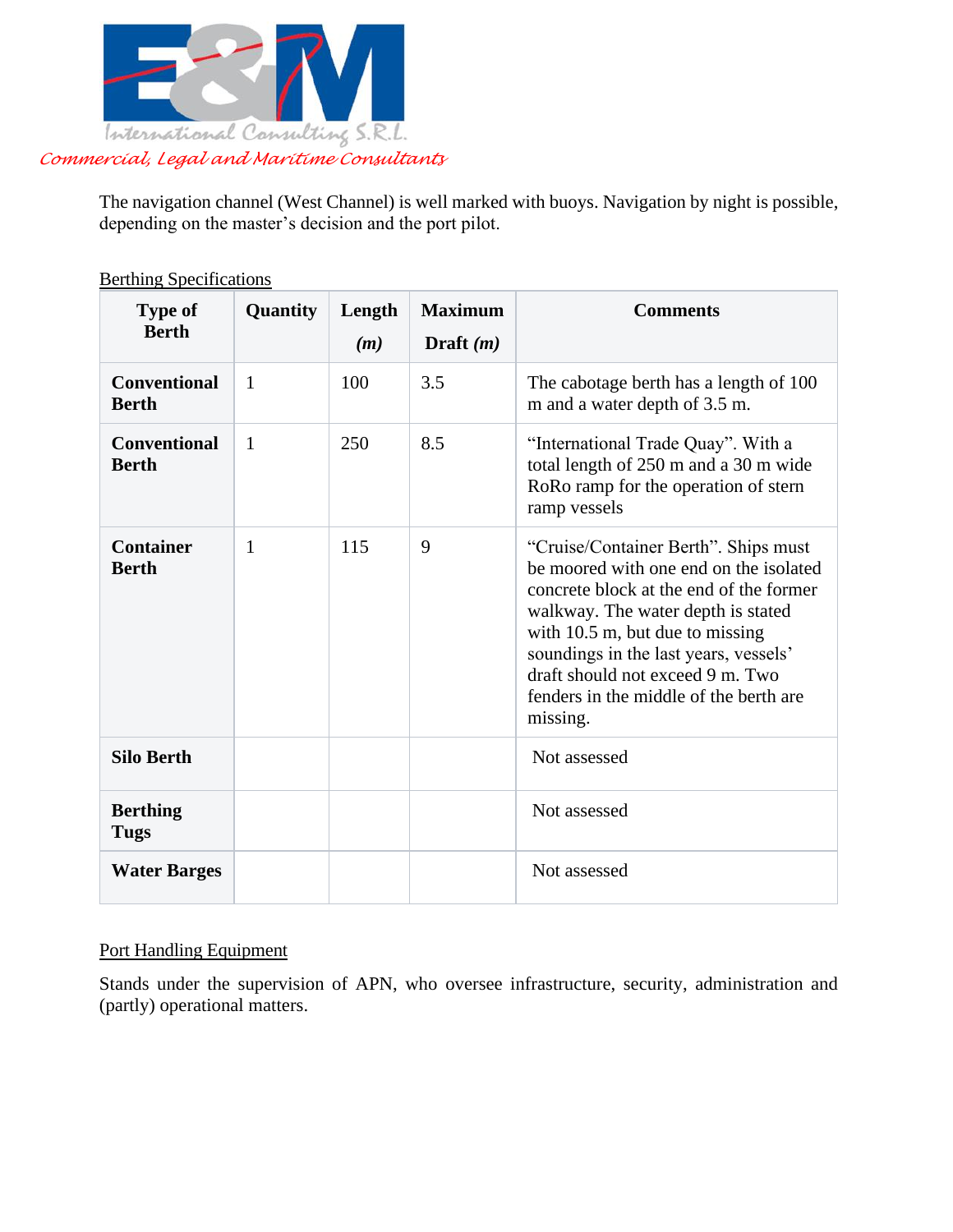The navigation channel (West Channel) is well marked with buoys. Navigation by night is possible, depending on the master's decision and the port pilot.

Berthing Specifications

| Type of Berth | Quantity | Length *(m)* | Maximum Draft *(m)* | Comments |
|---|---|---|---|---|
| **Conventional Berth** | 1 | 100 | 3.5 | The cabotage berth has a length of 100 m and a water depth of 3.5 m. |
| **Conventional Berth** | 1 | 250 | 8.5 | "International Trade Quay". With a total length of 250 m and a 30 m wide RoRo ramp for the operation of stern ramp vessels |
| **Container Berth** | 1 | 115 | 9 | "Cruise/Container Berth". Ships must be moored with one end on the isolated concrete block at the end of the former walkway. The water depth is stated with 10.5 m, but due to missing soundings in the last years, vessels' draft should not exceed 9 m. Two fenders in the middle of the berth are missing. |
| **Silo Berth** | | | | Not assessed |
| **Berthing Tugs** | | | | Not assessed |
| **Water Barges** | | | | Not assessed |

Port Handling Equipment

Stands under the supervision of APN, who oversee infrastructure, security, administration and (partly) operational matters.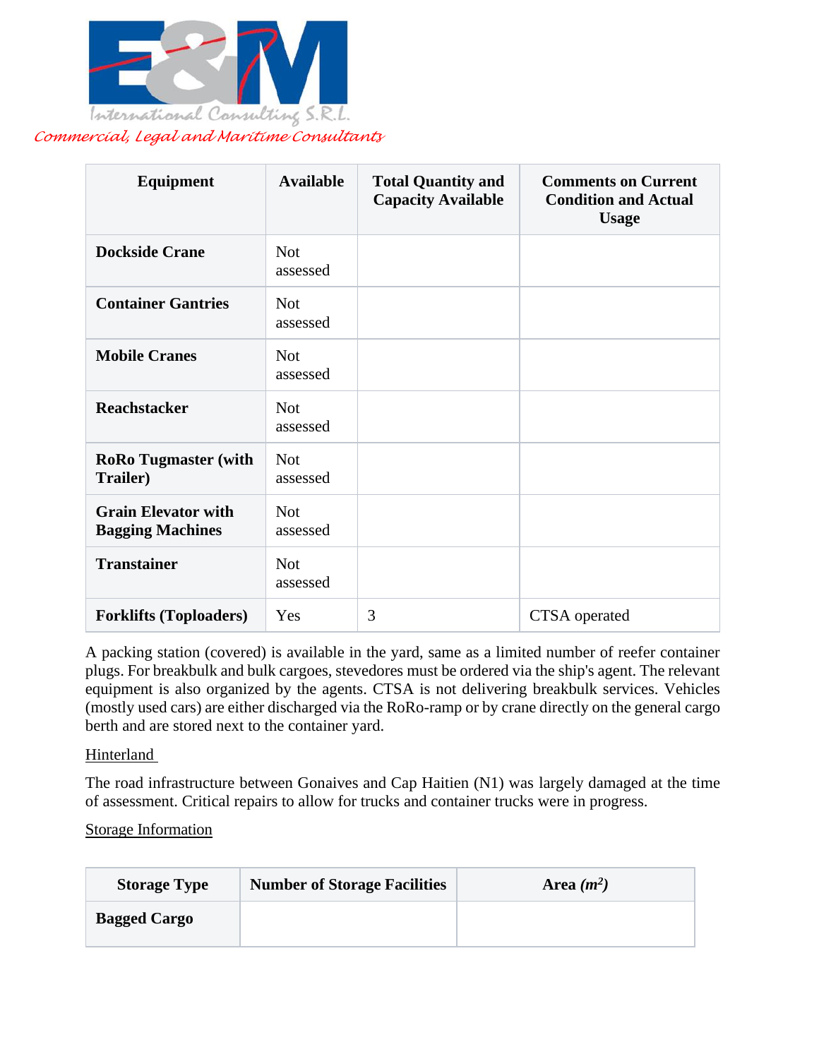| Equipment | Available | Total Quantity and Capacity Available | Comments on Current Condition and Actual Usage |
| --- | --- | --- | --- |
| **Dockside Crane** | Not assessed | | |
| **Container Gantries** | Not assessed | | |
| **Mobile Cranes** | Not assessed | | |
| **Reachstacker** | Not assessed | | |
| **RoRo Tugmaster (with Trailer)** | Not assessed | | |
| **Grain Elevator with Bagging Machines** | Not assessed | | |
| **Transtainer** | Not assessed | | |
| **Forklifts (Toploaders)** | Yes | 3 | CTSA operated |

A packing station (covered) is available in the yard, same as a limited number of reefer container plugs. For breakbulk and bulk cargoes, stevedores must be ordered via the ship's agent. The relevant equipment is also organized by the agents. CTSA is not delivering breakbulk services. Vehicles (mostly used cars) are either discharged via the RoRo-ramp or by crane directly on the general cargo berth and are stored next to the container yard.

Hinterland

The road infrastructure between Gonaives and Cap Haitien (N1) was largely damaged at the time of assessment. Critical repairs to allow for trucks and container trucks were in progress.

Storage Information

| Storage Type | Number of Storage Facilities | Area *($m^2$)* |
| --- | --- | --- |
| **Bagged Cargo** | | |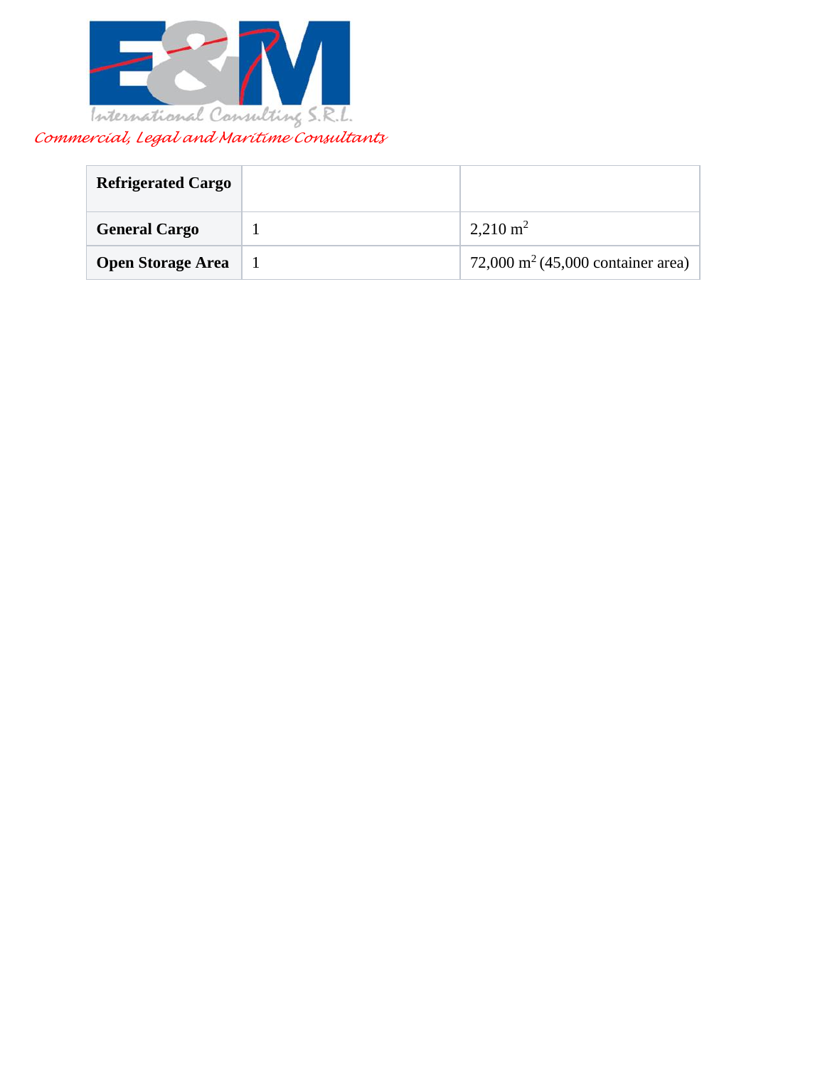| | | |
|---|---|---|
| **Refrigerated Cargo** | | |
| **General Cargo** | 1 | 2,210 $m^2$ |
| **Open Storage Area** | 1 | 72,000 $m^2$ (45,000 container area) |